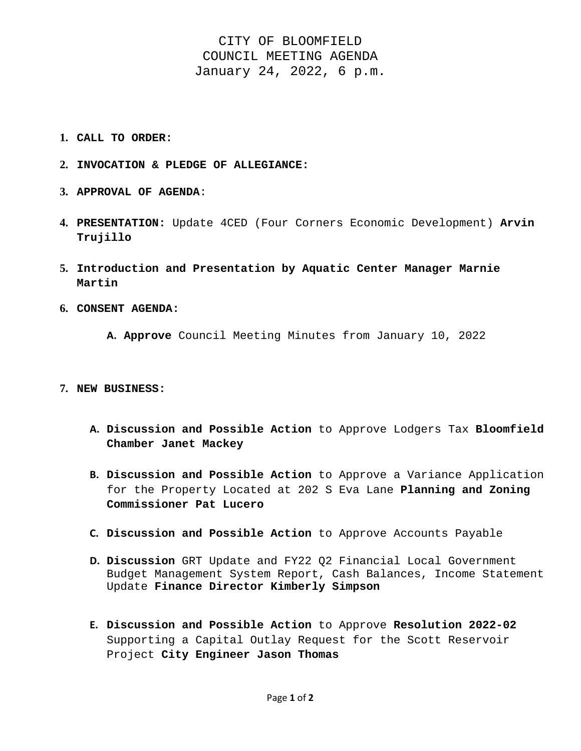# CITY OF BLOOMFIELD
## COUNCIL MEETING AGENDA
### January 24, 2022, 6 p.m.

1. **CALL TO ORDER:**

2. **INVOCATION & PLEDGE OF ALLEGIANCE:**

3. **APPROVAL OF AGENDA**:

4. **PRESENTATION:** Update 4CED (Four Corners Economic Development) **Arvin Trujillo**

5. **Introduction and Presentation by Aquatic Center Manager Marnie Martin**

6. **CONSENT AGENDA:**

   A. **Approve** Council Meeting Minutes from January 10, 2022

7. **NEW BUSINESS:**

   A. **Discussion and Possible Action** to Approve Lodgers Tax **Bloomfield Chamber Janet Mackey**

   B. **Discussion and Possible Action** to Approve a Variance Application for the Property Located at 202 S Eva Lane **Planning and Zoning Commissioner Pat Lucero**

   C. **Discussion and Possible Action** to Approve Accounts Payable

   D. **Discussion** GRT Update and FY22 Q2 Financial Local Government Budget Management System Report, Cash Balances, Income Statement Update **Finance Director Kimberly Simpson**

   E. **Discussion and Possible Action** to Approve **Resolution 2022-02** Supporting a Capital Outlay Request for the Scott Reservoir Project **City Engineer Jason Thomas**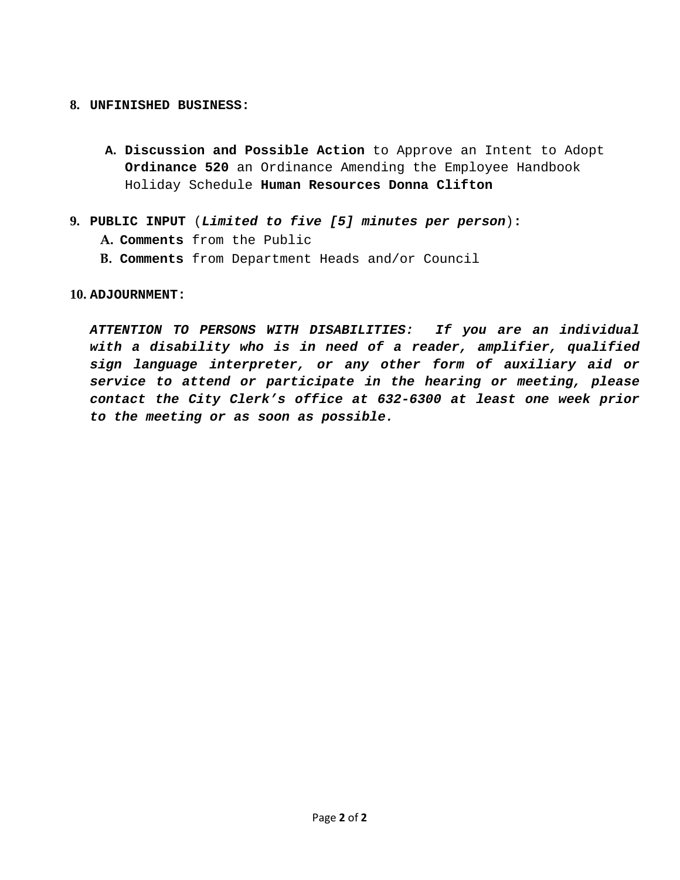**8. UNFINISHED BUSINESS:**

   A. **Discussion and Possible Action** to Approve an Intent to Adopt **Ordinance 520** an Ordinance Amending the Employee Handbook Holiday Schedule **Human Resources Donna Clifton**

**9. PUBLIC INPUT** (***Limited to five [5] minutes per person***)**:**

   A. **Comments** from the Public

   B. **Comments** from Department Heads and/or Council

**10. ADJOURNMENT:**

***ATTENTION TO PERSONS WITH DISABILITIES: If you are an individual with a disability who is in need of a reader, amplifier, qualified sign language interpreter, or any other form of auxiliary aid or service to attend or participate in the hearing or meeting, please contact the City Clerk's office at 632-6300 at least one week prior to the meeting or as soon as possible.***